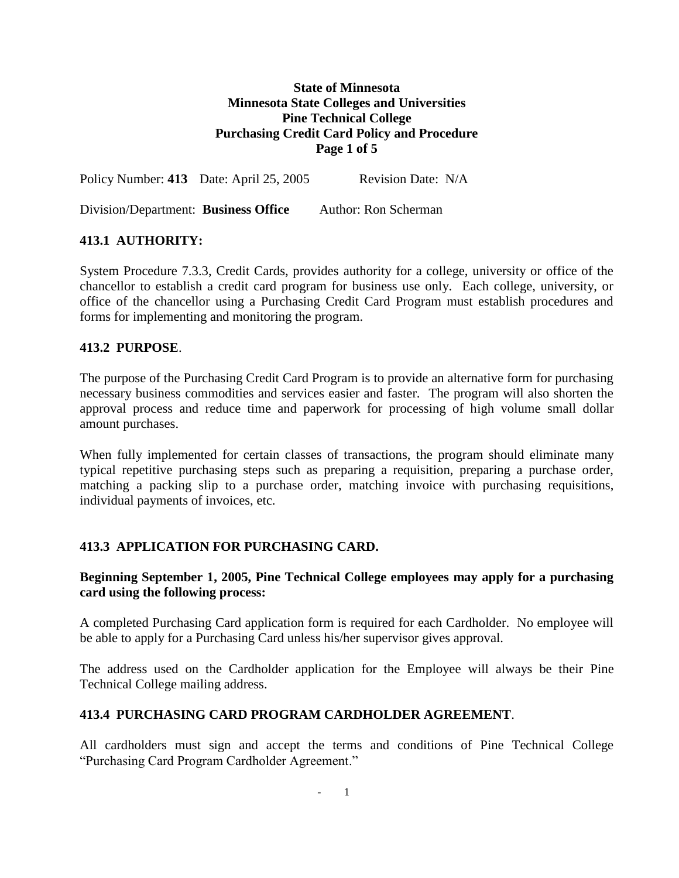**State of Minnesota**
**Minnesota State Colleges and Universities**
**Pine Technical College**
**Purchasing Credit Card Policy and Procedure**

Policy Number: **413** Date: April 25, 2005 Revision Date: N/A

Division/Department: **Business Office** Author: Ron Scherman

## 413.1 AUTHORITY:

System Procedure 7.3.3, Credit Cards, provides authority for a college, university or office of the chancellor to establish a credit card program for business use only. Each college, university, or office of the chancellor using a Purchasing Credit Card Program must establish procedures and forms for implementing and monitoring the program.

## 413.2 PURPOSE.

The purpose of the Purchasing Credit Card Program is to provide an alternative form for purchasing necessary business commodities and services easier and faster. The program will also shorten the approval process and reduce time and paperwork for processing of high volume small dollar amount purchases.

When fully implemented for certain classes of transactions, the program should eliminate many typical repetitive purchasing steps such as preparing a requisition, preparing a purchase order, matching a packing slip to a purchase order, matching invoice with purchasing requisitions, individual payments of invoices, etc.

## 413.3 APPLICATION FOR PURCHASING CARD.

**Beginning September 1, 2005, Pine Technical College employees may apply for a purchasing card using the following process:**

A completed Purchasing Card application form is required for each Cardholder. No employee will be able to apply for a Purchasing Card unless his/her supervisor gives approval.

The address used on the Cardholder application for the Employee will always be their Pine Technical College mailing address.

## 413.4 PURCHASING CARD PROGRAM CARDHOLDER AGREEMENT.

All cardholders must sign and accept the terms and conditions of Pine Technical College "Purchasing Card Program Cardholder Agreement."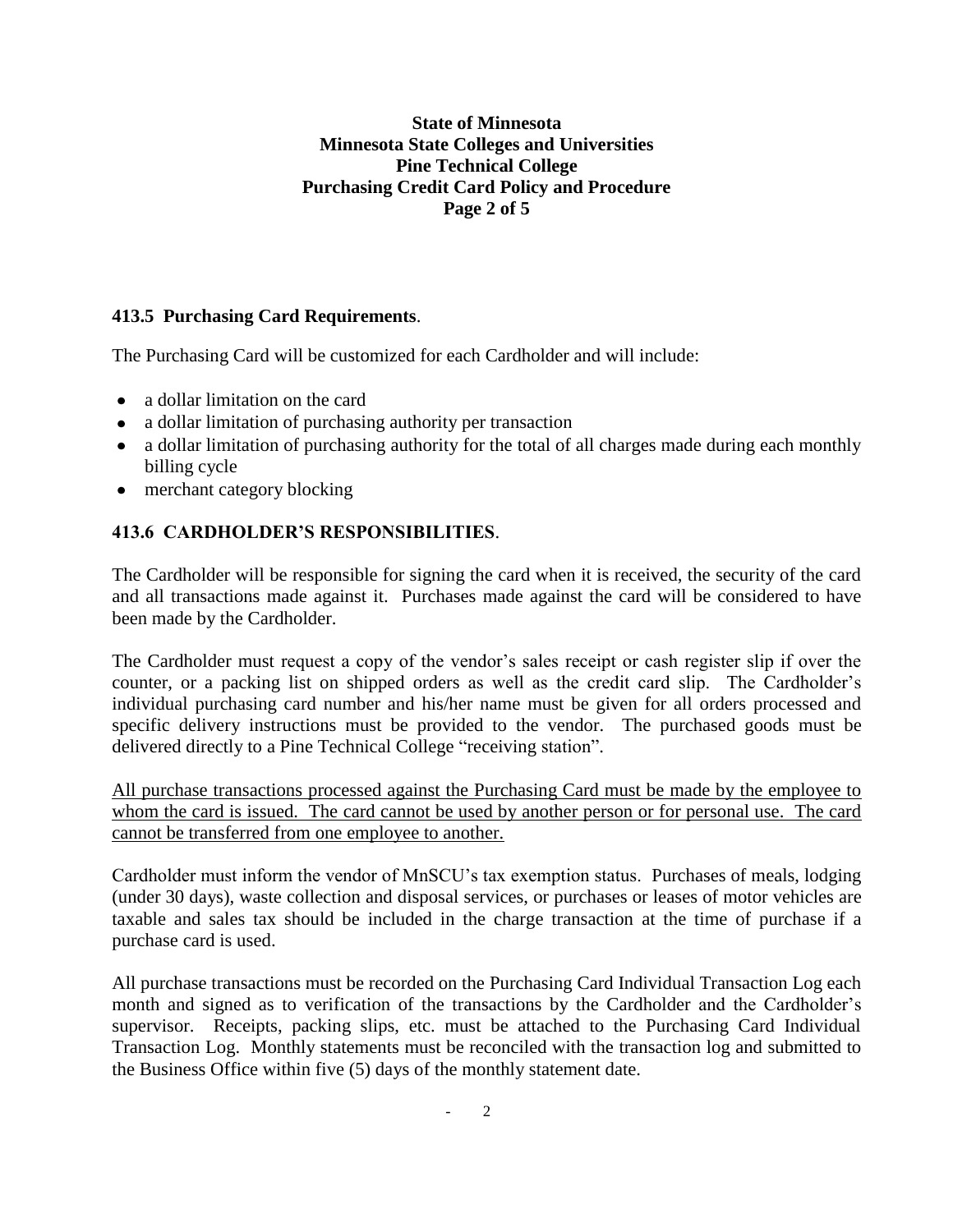### 413.5 Purchasing Card Requirements.

The Purchasing Card will be customized for each Cardholder and will include:

- a dollar limitation on the card
- a dollar limitation of purchasing authority per transaction
- a dollar limitation of purchasing authority for the total of all charges made during each monthly billing cycle
- merchant category blocking

### 413.6 CARDHOLDER'S RESPONSIBILITIES.

The Cardholder will be responsible for signing the card when it is received, the security of the card and all transactions made against it. Purchases made against the card will be considered to have been made by the Cardholder.

The Cardholder must request a copy of the vendor's sales receipt or cash register slip if over the counter, or a packing list on shipped orders as well as the credit card slip. The Cardholder's individual purchasing card number and his/her name must be given for all orders processed and specific delivery instructions must be provided to the vendor. The purchased goods must be delivered directly to a Pine Technical College "receiving station".

<u>All purchase transactions processed against the Purchasing Card must be made by the employee to whom the card is issued. The card cannot be used by another person or for personal use. The card cannot be transferred from one employee to another.</u>

Cardholder must inform the vendor of MnSCU's tax exemption status. Purchases of meals, lodging (under 30 days), waste collection and disposal services, or purchases or leases of motor vehicles are taxable and sales tax should be included in the charge transaction at the time of purchase if a purchase card is used.

All purchase transactions must be recorded on the Purchasing Card Individual Transaction Log each month and signed as to verification of the transactions by the Cardholder and the Cardholder's supervisor. Receipts, packing slips, etc. must be attached to the Purchasing Card Individual Transaction Log. Monthly statements must be reconciled with the transaction log and submitted to the Business Office within five (5) days of the monthly statement date.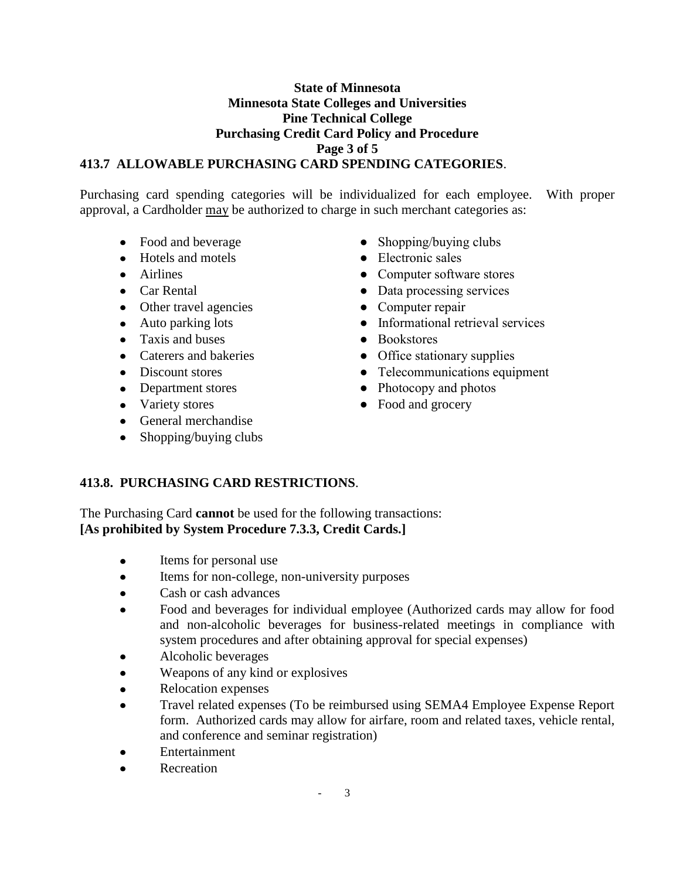**State of Minnesota**
**Minnesota State Colleges and Universities**
**Pine Technical College**
**Purchasing Credit Card Policy and Procedure**

## 413.7 ALLOWABLE PURCHASING CARD SPENDING CATEGORIES.

Purchasing card spending categories will be individualized for each employee. With proper approval, a Cardholder may be authorized to charge in such merchant categories as:

- Food and beverage
- Hotels and motels
- Airlines
- Car Rental
- Other travel agencies
- Auto parking lots
- Taxis and buses
- Caterers and bakeries
- Discount stores
- Department stores
- Variety stores
- General merchandise
- Shopping/buying clubs
- Shopping/buying clubs
- Electronic sales
- Computer software stores
- Data processing services
- Computer repair
- Informational retrieval services
- Bookstores
- Office stationary supplies
- Telecommunications equipment
- Photocopy and photos
- Food and grocery

## 413.8. PURCHASING CARD RESTRICTIONS.

The Purchasing Card **cannot** be used for the following transactions:
**[As prohibited by System Procedure 7.3.3, Credit Cards.]**

- Items for personal use
- Items for non-college, non-university purposes
- Cash or cash advances
- Food and beverages for individual employee (Authorized cards may allow for food and non-alcoholic beverages for business-related meetings in compliance with system procedures and after obtaining approval for special expenses)
- Alcoholic beverages
- Weapons of any kind or explosives
- Relocation expenses
- Travel related expenses (To be reimbursed using SEMA4 Employee Expense Report form. Authorized cards may allow for airfare, room and related taxes, vehicle rental, and conference and seminar registration)
- Entertainment
- Recreation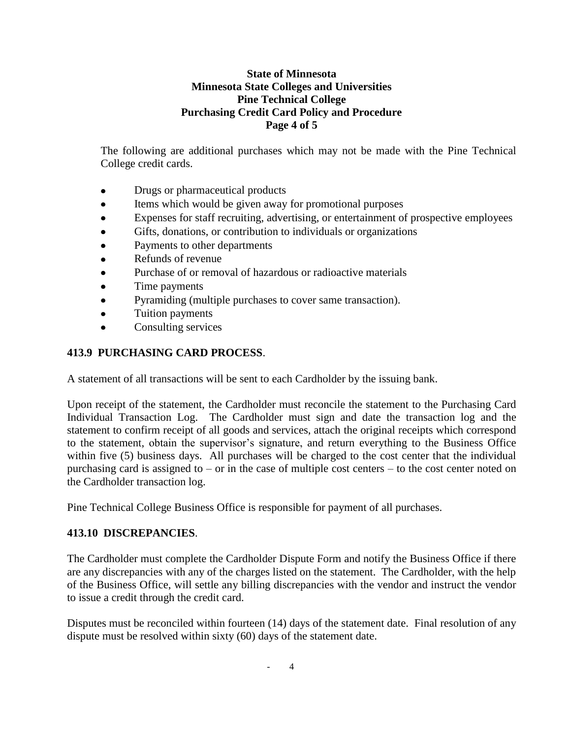The following are additional purchases which may not be made with the Pine Technical College credit cards.

- Drugs or pharmaceutical products
- Items which would be given away for promotional purposes
- Expenses for staff recruiting, advertising, or entertainment of prospective employees
- Gifts, donations, or contribution to individuals or organizations
- Payments to other departments
- Refunds of revenue
- Purchase of or removal of hazardous or radioactive materials
- Time payments
- Pyramiding (multiple purchases to cover same transaction).
- Tuition payments
- Consulting services

## 413.9 PURCHASING CARD PROCESS.

A statement of all transactions will be sent to each Cardholder by the issuing bank.

Upon receipt of the statement, the Cardholder must reconcile the statement to the Purchasing Card Individual Transaction Log. The Cardholder must sign and date the transaction log and the statement to confirm receipt of all goods and services, attach the original receipts which correspond to the statement, obtain the supervisor's signature, and return everything to the Business Office within five (5) business days. All purchases will be charged to the cost center that the individual purchasing card is assigned to – or in the case of multiple cost centers – to the cost center noted on the Cardholder transaction log.

Pine Technical College Business Office is responsible for payment of all purchases.

## 413.10 DISCREPANCIES.

The Cardholder must complete the Cardholder Dispute Form and notify the Business Office if there are any discrepancies with any of the charges listed on the statement. The Cardholder, with the help of the Business Office, will settle any billing discrepancies with the vendor and instruct the vendor to issue a credit through the credit card.

Disputes must be reconciled within fourteen (14) days of the statement date. Final resolution of any dispute must be resolved within sixty (60) days of the statement date.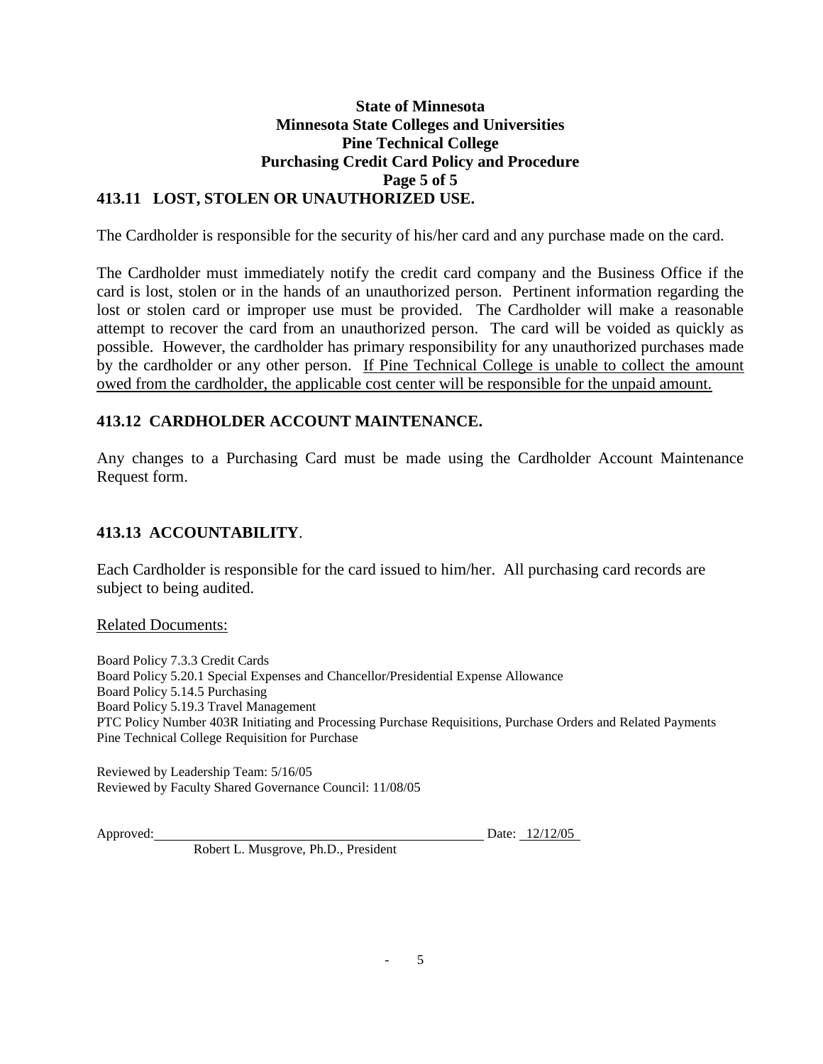### 413.11 LOST, STOLEN OR UNAUTHORIZED USE.

The Cardholder is responsible for the security of his/her card and any purchase made on the card.

The Cardholder must immediately notify the credit card company and the Business Office if the card is lost, stolen or in the hands of an unauthorized person. Pertinent information regarding the lost or stolen card or improper use must be provided. The Cardholder will make a reasonable attempt to recover the card from an unauthorized person. The card will be voided as quickly as possible. However, the cardholder has primary responsibility for any unauthorized purchases made by the cardholder or any other person. <u>If Pine Technical College is unable to collect the amount owed from the cardholder, the applicable cost center will be responsible for the unpaid amount.</u>

### 413.12 CARDHOLDER ACCOUNT MAINTENANCE.

Any changes to a Purchasing Card must be made using the Cardholder Account Maintenance Request form.

### 413.13 ACCOUNTABILITY.

Each Cardholder is responsible for the card issued to him/her. All purchasing card records are subject to being audited.

<u>Related Documents:</u>

Board Policy 7.3.3 Credit Cards
Board Policy 5.20.1 Special Expenses and Chancellor/Presidential Expense Allowance
Board Policy 5.14.5 Purchasing
Board Policy 5.19.3 Travel Management
PTC Policy Number 403R Initiating and Processing Purchase Requisitions, Purchase Orders and Related Payments
Pine Technical College Requisition for Purchase

Reviewed by Leadership Team: 5/16/05
Reviewed by Faculty Shared Governance Council: 11/08/05

Approved: ______________________________ Date: 12/12/05
Robert L. Musgrove, Ph.D., President